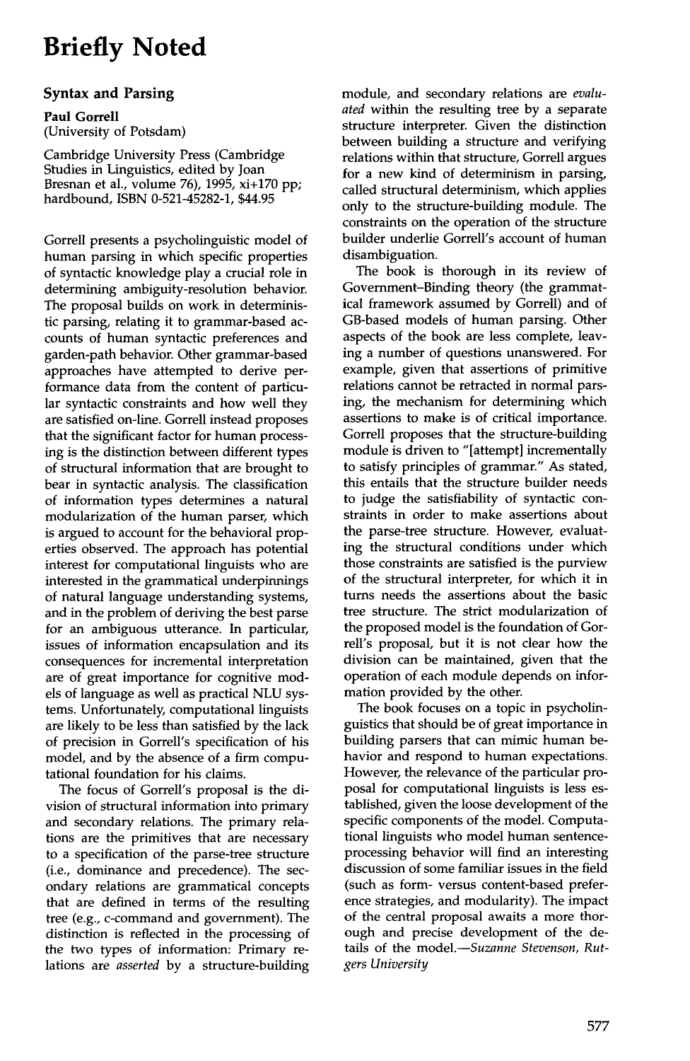# Briefly Noted

## Syntax and Parsing

**Paul Gorrell**
(University of Potsdam)

Cambridge University Press (Cambridge Studies in Linguistics, edited by Joan Bresnan et al., volume 76), 1995, xi+170 pp; hardbound, ISBN 0-521-45282-1, $44.95

Gorrell presents a psycholinguistic model of human parsing in which specific properties of syntactic knowledge play a crucial role in determining ambiguity-resolution behavior. The proposal builds on work in deterministic parsing, relating it to grammar-based accounts of human syntactic preferences and garden-path behavior. Other grammar-based approaches have attempted to derive performance data from the content of particular syntactic constraints and how well they are satisfied on-line. Gorrell instead proposes that the significant factor for human processing is the distinction between different types of structural information that are brought to bear in syntactic analysis. The classification of information types determines a natural modularization of the human parser, which is argued to account for the behavioral properties observed. The approach has potential interest for computational linguists who are interested in the grammatical underpinnings of natural language understanding systems, and in the problem of deriving the best parse for an ambiguous utterance. In particular, issues of information encapsulation and its consequences for incremental interpretation are of great importance for cognitive models of language as well as practical NLU systems. Unfortunately, computational linguists are likely to be less than satisfied by the lack of precision in Gorrell's specification of his model, and by the absence of a firm computational foundation for his claims.

The focus of Gorrell's proposal is the division of structural information into primary and secondary relations. The primary relations are the primitives that are necessary to a specification of the parse-tree structure (i.e., dominance and precedence). The secondary relations are grammatical concepts that are defined in terms of the resulting tree (e.g., c-command and government). The distinction is reflected in the processing of the two types of information: Primary relations are *asserted* by a structure-building module, and secondary relations are *evaluated* within the resulting tree by a separate structure interpreter. Given the distinction between building a structure and verifying relations within that structure, Gorrell argues for a new kind of determinism in parsing, called structural determinism, which applies only to the structure-building module. The constraints on the operation of the structure builder underlie Gorrell's account of human disambiguation.

The book is thorough in its review of Government–Binding theory (the grammatical framework assumed by Gorrell) and of GB-based models of human parsing. Other aspects of the book are less complete, leaving a number of questions unanswered. For example, given that assertions of primitive relations cannot be retracted in normal parsing, the mechanism for determining which assertions to make is of critical importance. Gorrell proposes that the structure-building module is driven to "[attempt] incrementally to satisfy principles of grammar." As stated, this entails that the structure builder needs to judge the satisfiability of syntactic constraints in order to make assertions about the parse-tree structure. However, evaluating the structural conditions under which those constraints are satisfied is the purview of the structural interpreter, for which it in turns needs the assertions about the basic tree structure. The strict modularization of the proposed model is the foundation of Gorrell's proposal, but it is not clear how the division can be maintained, given that the operation of each module depends on information provided by the other.

The book focuses on a topic in psycholinguistics that should be of great importance in building parsers that can mimic human behavior and respond to human expectations. However, the relevance of the particular proposal for computational linguists is less established, given the loose development of the specific components of the model. Computational linguists who model human sentence-processing behavior will find an interesting discussion of some familiar issues in the field (such as form- versus content-based preference strategies, and modularity). The impact of the central proposal awaits a more thorough and precise development of the details of the model.—*Suzanne Stevenson, Rutgers University*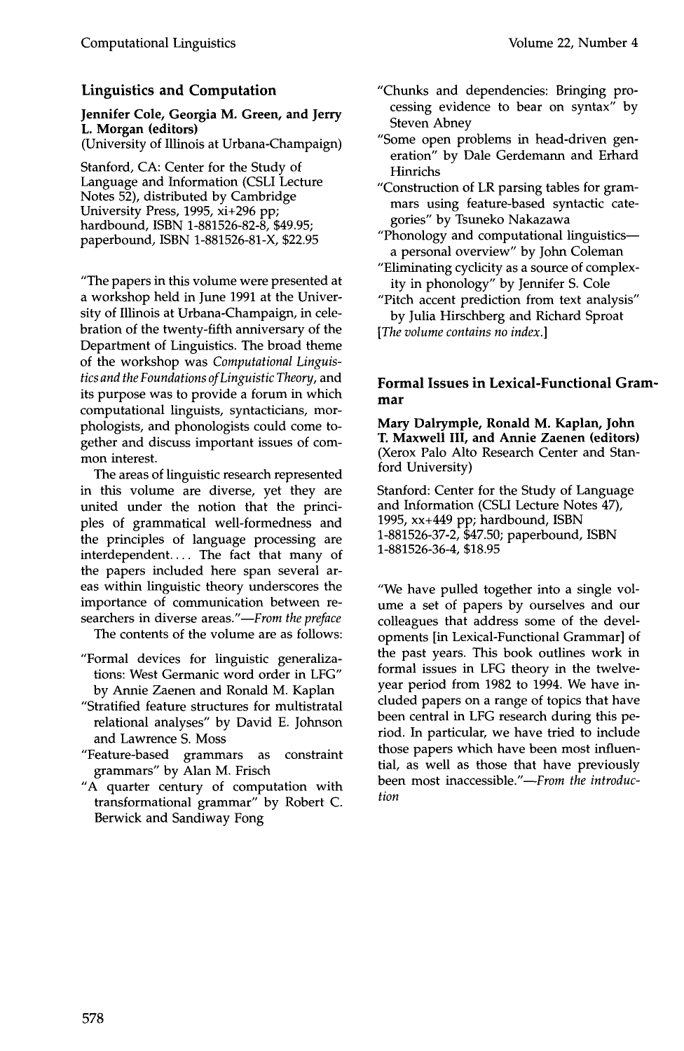## Linguistics and Computation

**Jennifer Cole, Georgia M. Green, and Jerry L. Morgan (editors)**
(University of Illinois at Urbana-Champaign)

Stanford, CA: Center for the Study of Language and Information (CSLI Lecture Notes 52), distributed by Cambridge University Press, 1995, xi+296 pp; hardbound, ISBN 1-881526-82-8, $49.95; paperbound, ISBN 1-881526-81-X, $22.95

"The papers in this volume were presented at a workshop held in June 1991 at the University of Illinois at Urbana-Champaign, in celebration of the twenty-fifth anniversary of the Department of Linguistics. The broad theme of the workshop was *Computational Linguistics and the Foundations of Linguistic Theory*, and its purpose was to provide a forum in which computational linguists, syntacticians, morphologists, and phonologists could come together and discuss important issues of common interest.

The areas of linguistic research represented in this volume are diverse, yet they are united under the notion that the principles of grammatical well-formedness and the principles of language processing are interdependent.... The fact that many of the papers included here span several areas within linguistic theory underscores the importance of communication between researchers in diverse areas."—*From the preface*

The contents of the volume are as follows:

- "Formal devices for linguistic generalizations: West Germanic word order in LFG" by Annie Zaenen and Ronald M. Kaplan
- "Stratified feature structures for multistratal relational analyses" by David E. Johnson and Lawrence S. Moss
- "Feature-based grammars as constraint grammars" by Alan M. Frisch
- "A quarter century of computation with transformational grammar" by Robert C. Berwick and Sandiway Fong
- "Chunks and dependencies: Bringing processing evidence to bear on syntax" by Steven Abney
- "Some open problems in head-driven generation" by Dale Gerdemann and Erhard Hinrichs
- "Construction of LR parsing tables for grammars using feature-based syntactic categories" by Tsuneko Nakazawa
- "Phonology and computational linguistics—a personal overview" by John Coleman
- "Eliminating cyclicity as a source of complexity in phonology" by Jennifer S. Cole
- "Pitch accent prediction from text analysis" by Julia Hirschberg and Richard Sproat

[*The volume contains no index.*]

## Formal Issues in Lexical-Functional Grammar

**Mary Dalrymple, Ronald M. Kaplan, John T. Maxwell III, and Annie Zaenen (editors)**
(Xerox Palo Alto Research Center and Stanford University)

Stanford: Center for the Study of Language and Information (CSLI Lecture Notes 47), 1995, xx+449 pp; hardbound, ISBN 1-881526-37-2, $47.50; paperbound, ISBN 1-881526-36-4, $18.95

"We have pulled together into a single volume a set of papers by ourselves and our colleagues that address some of the developments [in Lexical-Functional Grammar] of the past years. This book outlines work in formal issues in LFG theory in the twelve-year period from 1982 to 1994. We have included papers on a range of topics that have been central in LFG research during this period. In particular, we have tried to include those papers which have been most influential, as well as those that have previously been most inaccessible."—*From the introduction*